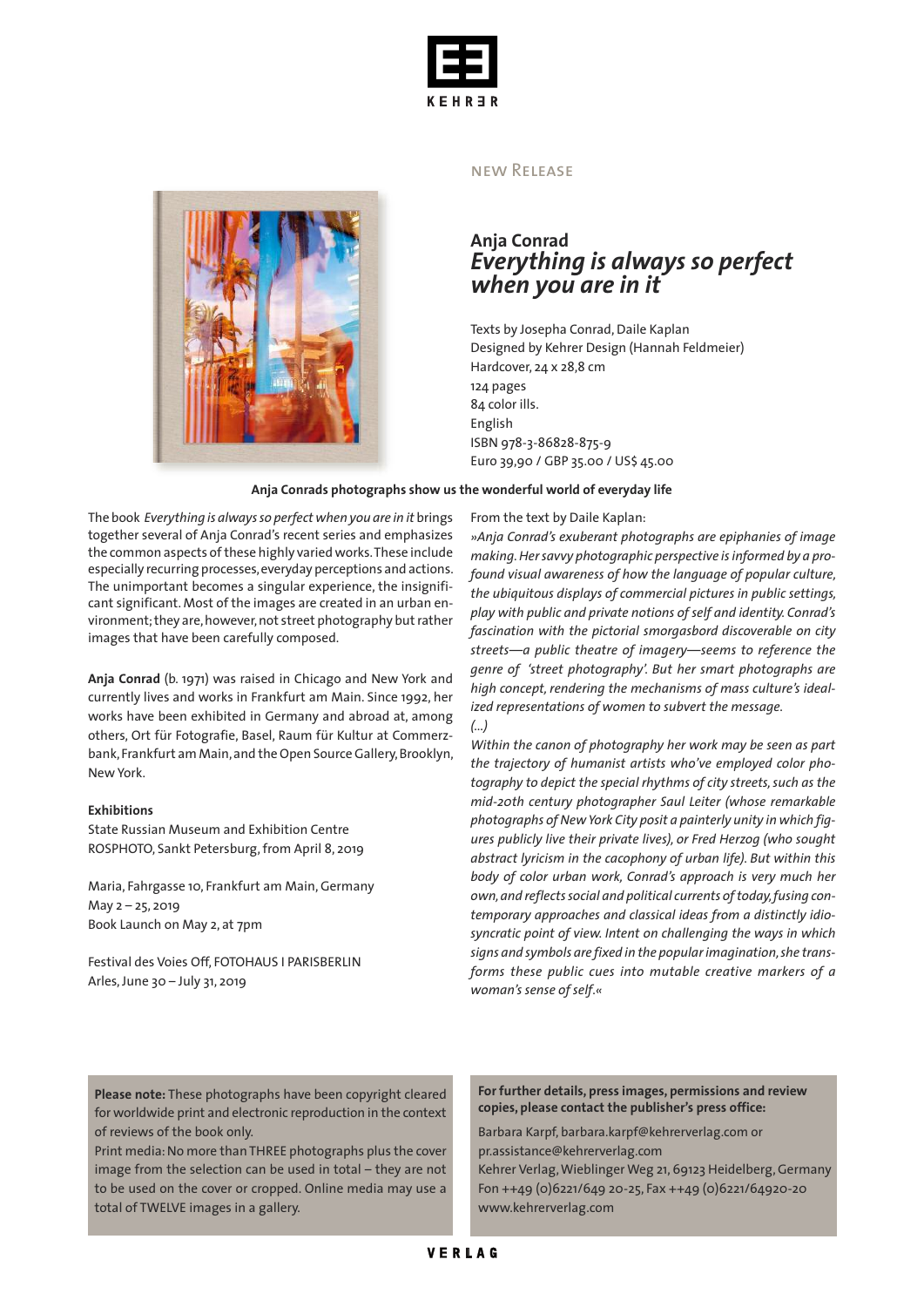KEHRER

NEW RELEASE

## Anja Conrad
## *Everything is always so perfect when you are in it*

Texts by Josepha Conrad, Daile Kaplan
Designed by Kehrer Design (Hannah Feldmeier)
Hardcover, 24 x 28,8 cm
124 pages
84 color ills.
English
ISBN 978-3-86828-875-9
Euro 39,90 / GBP 35.00 / US$ 45.00

**Anja Conrads photographs show us the wonderful world of everyday life**

The book *Everything is always so perfect when you are in it* brings together several of Anja Conrad's recent series and emphasizes the common aspects of these highly varied works. These include especially recurring processes, everyday perceptions and actions. The unimportant becomes a singular experience, the insignificant significant. Most of the images are created in an urban environment; they are, however, not street photography but rather images that have been carefully composed.

**Anja Conrad** (b. 1971) was raised in Chicago and New York and currently lives and works in Frankfurt am Main. Since 1992, her works have been exhibited in Germany and abroad at, among others, Ort für Fotografie, Basel, Raum für Kultur at Commerzbank, Frankfurt am Main, and the Open Source Gallery, Brooklyn, New York.

**Exhibitions**

State Russian Museum and Exhibition Centre ROSPHOTO, Sankt Petersburg, from April 8, 2019

Maria, Fahrgasse 10, Frankfurt am Main, Germany
May 2 – 25, 2019
Book Launch on May 2, at 7pm

Festival des Voies Off, FOTOHAUS I PARISBERLIN
Arles, June 30 – July 31, 2019

From the text by Daile Kaplan:

*»Anja Conrad's exuberant photographs are epiphanies of image making. Her savvy photographic perspective is informed by a profound visual awareness of how the language of popular culture, the ubiquitous displays of commercial pictures in public settings, play with public and private notions of self and identity. Conrad's fascination with the pictorial smorgasbord discoverable on city streets—a public theatre of imagery—seems to reference the genre of 'street photography'. But her smart photographs are high concept, rendering the mechanisms of mass culture's idealized representations of women to subvert the message.*
*(...)*
*Within the canon of photography her work may be seen as part the trajectory of humanist artists who've employed color photography to depict the special rhythms of city streets, such as the mid-20th century photographer Saul Leiter (whose remarkable photographs of New York City posit a painterly unity in which figures publicly live their private lives), or Fred Herzog (who sought abstract lyricism in the cacophony of urban life). But within this body of color urban work, Conrad's approach is very much her own, and reflects social and political currents of today, fusing contemporary approaches and classical ideas from a distinctly idiosyncratic point of view. Intent on challenging the ways in which signs and symbols are fixed in the popular imagination, she transforms these public cues into mutable creative markers of a woman's sense of self.«*

**Please note:** These photographs have been copyright cleared for worldwide print and electronic reproduction in the context of reviews of the book only.
Print media: No more than THREE photographs plus the cover image from the selection can be used in total – they are not to be used on the cover or cropped. Online media may use a total of TWELVE images in a gallery.

**For further details, press images, permissions and review copies, please contact the publisher's press office:**

Barbara Karpf, barbara.karpf@kehrerverlag.com or pr.assistance@kehrerverlag.com
Kehrer Verlag, Wieblinger Weg 21, 69123 Heidelberg, Germany
Fon ++49 (0)6221/649 20-25, Fax ++49 (0)6221/64920-20
www.kehrerverlag.com

VERLAG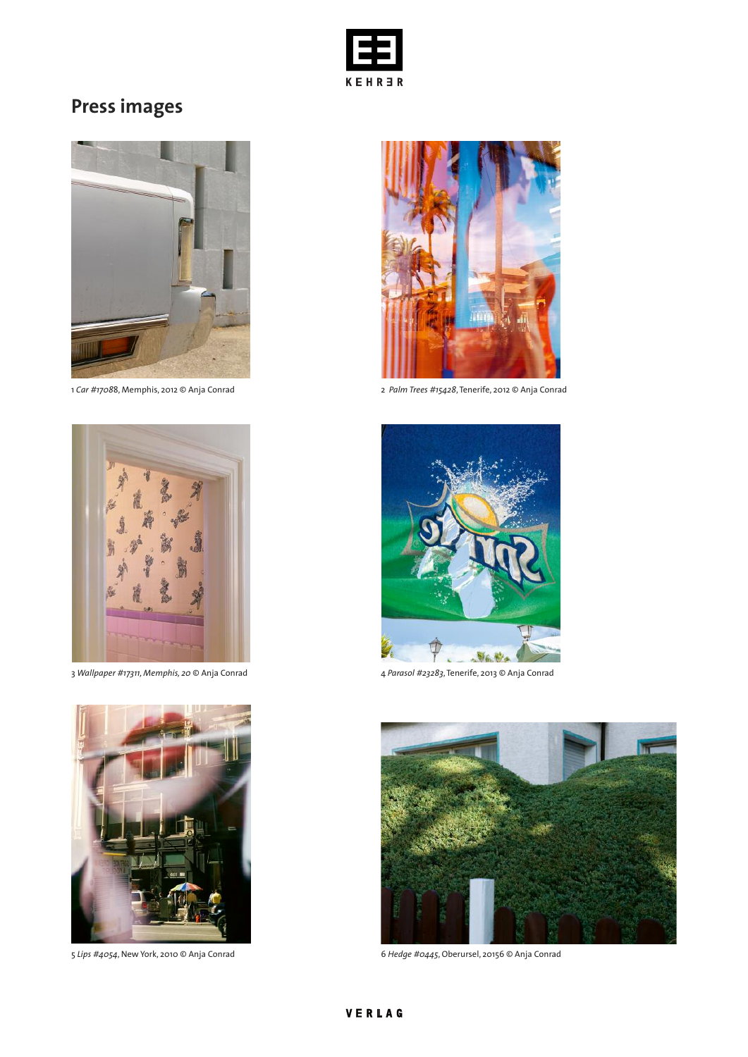## Press images

1 *Car #17088*, Memphis, 2012 © Anja Conrad

2 *Palm Trees #15428*, Tenerife, 2012 © Anja Conrad

3 *Wallpaper #17311, Memphis, 20* © Anja Conrad

4 *Parasol #23283*, Tenerife, 2013 © Anja Conrad

5 *Lips #4054*, New York, 2010 © Anja Conrad

6 *Hedge #0445*, Oberursel, 20156 © Anja Conrad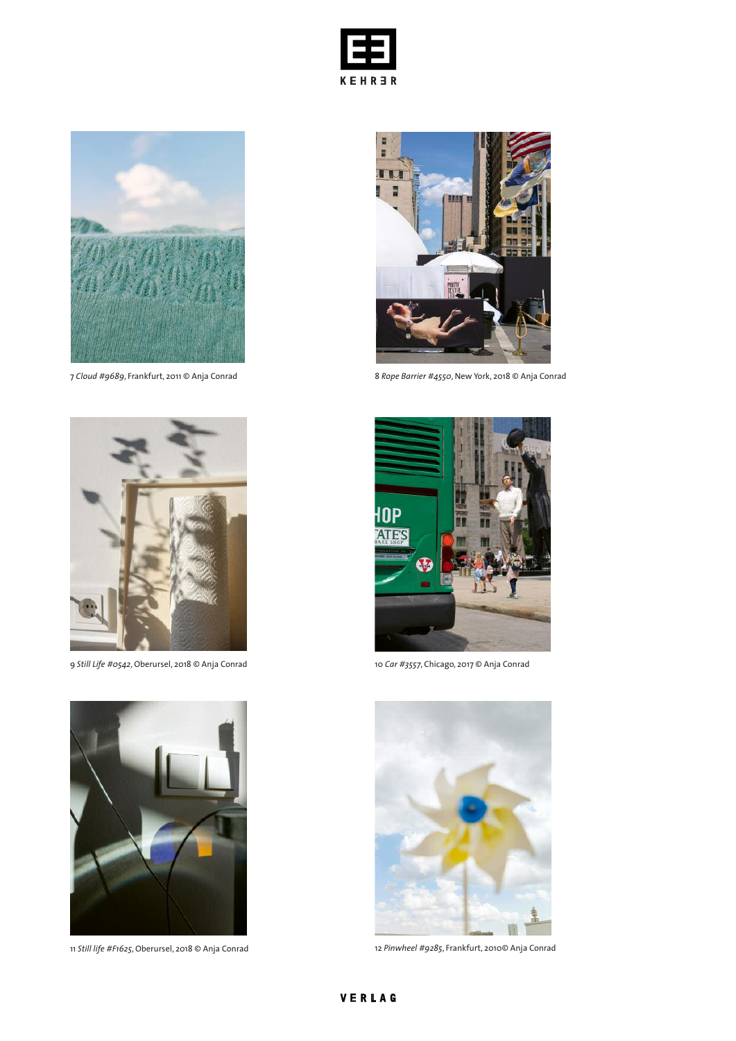7 *Cloud #9689*, Frankfurt, 2011 © Anja Conrad

8 *Rope Barrier #4550*, New York, 2018 © Anja Conrad

9 *Still Life #0542*, Oberursel, 2018 © Anja Conrad

10 *Car #3557*, Chicago, 2017 © Anja Conrad

11 *Still life #F1625*, Oberursel, 2018 © Anja Conrad

12 *Pinwheel #9285*, Frankfurt, 2010© Anja Conrad